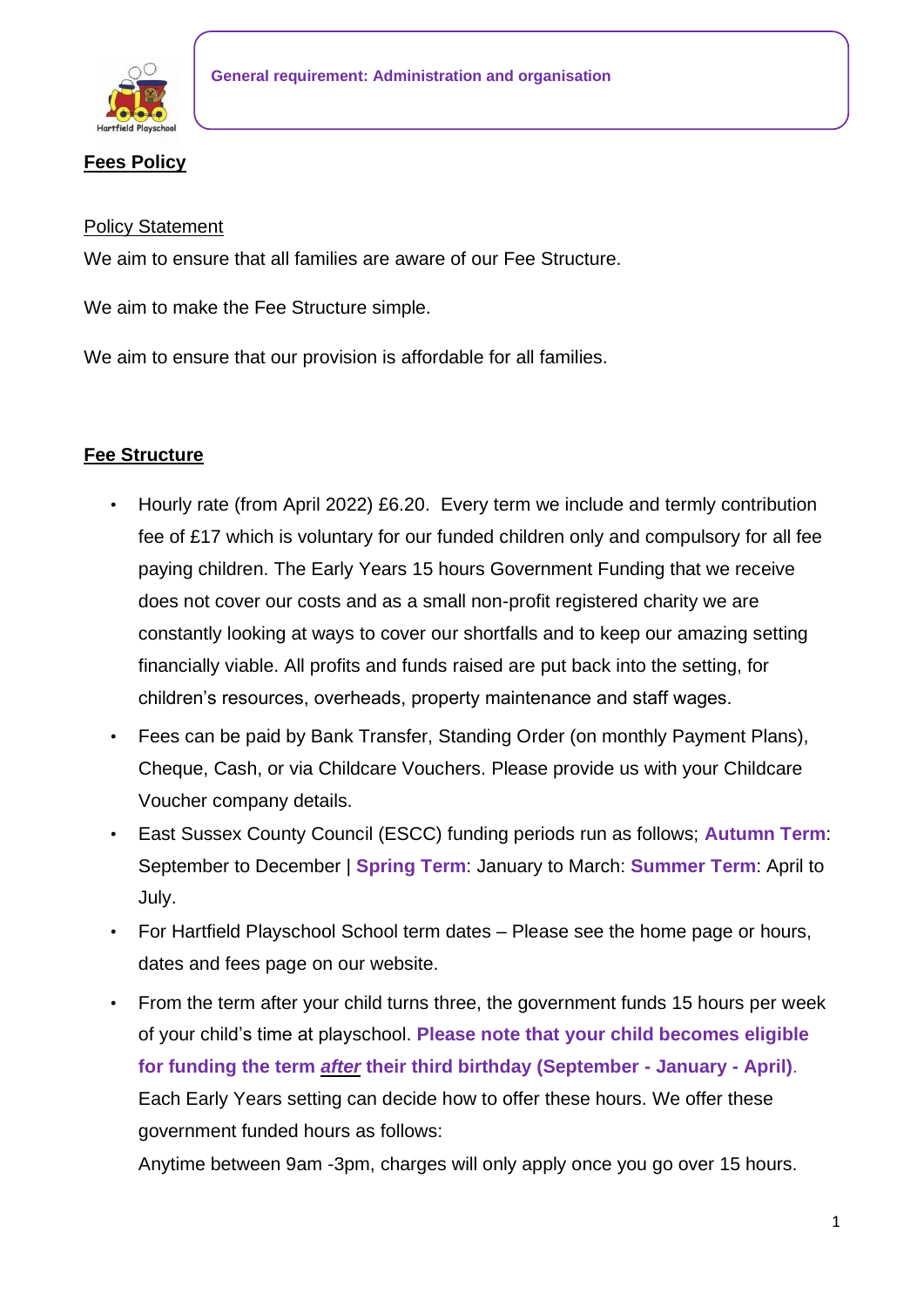General requirement: Administration and organisation

# Fees Policy

## Policy Statement

We aim to ensure that all families are aware of our Fee Structure.

We aim to make the Fee Structure simple.

We aim to ensure that our provision is affordable for all families.

## Fee Structure

- Hourly rate (from April 2022) £6.20. Every term we include and termly contribution fee of £17 which is voluntary for our funded children only and compulsory for all fee paying children. The Early Years 15 hours Government Funding that we receive does not cover our costs and as a small non-profit registered charity we are constantly looking at ways to cover our shortfalls and to keep our amazing setting financially viable. All profits and funds raised are put back into the setting, for children's resources, overheads, property maintenance and staff wages.
- Fees can be paid by Bank Transfer, Standing Order (on monthly Payment Plans), Cheque, Cash, or via Childcare Vouchers. Please provide us with your Childcare Voucher company details.
- East Sussex County Council (ESCC) funding periods run as follows; **Autumn Term**: September to December | **Spring Term**: January to March: **Summer Term**: April to July.
- For Hartfield Playschool School term dates – Please see the home page or hours, dates and fees page on our website.
- From the term after your child turns three, the government funds 15 hours per week of your child's time at playschool. **Please note that your child becomes eligible for funding the term *after* their third birthday (September - January - April)**. Each Early Years setting can decide how to offer these hours. We offer these government funded hours as follows:

  Anytime between 9am -3pm, charges will only apply once you go over 15 hours.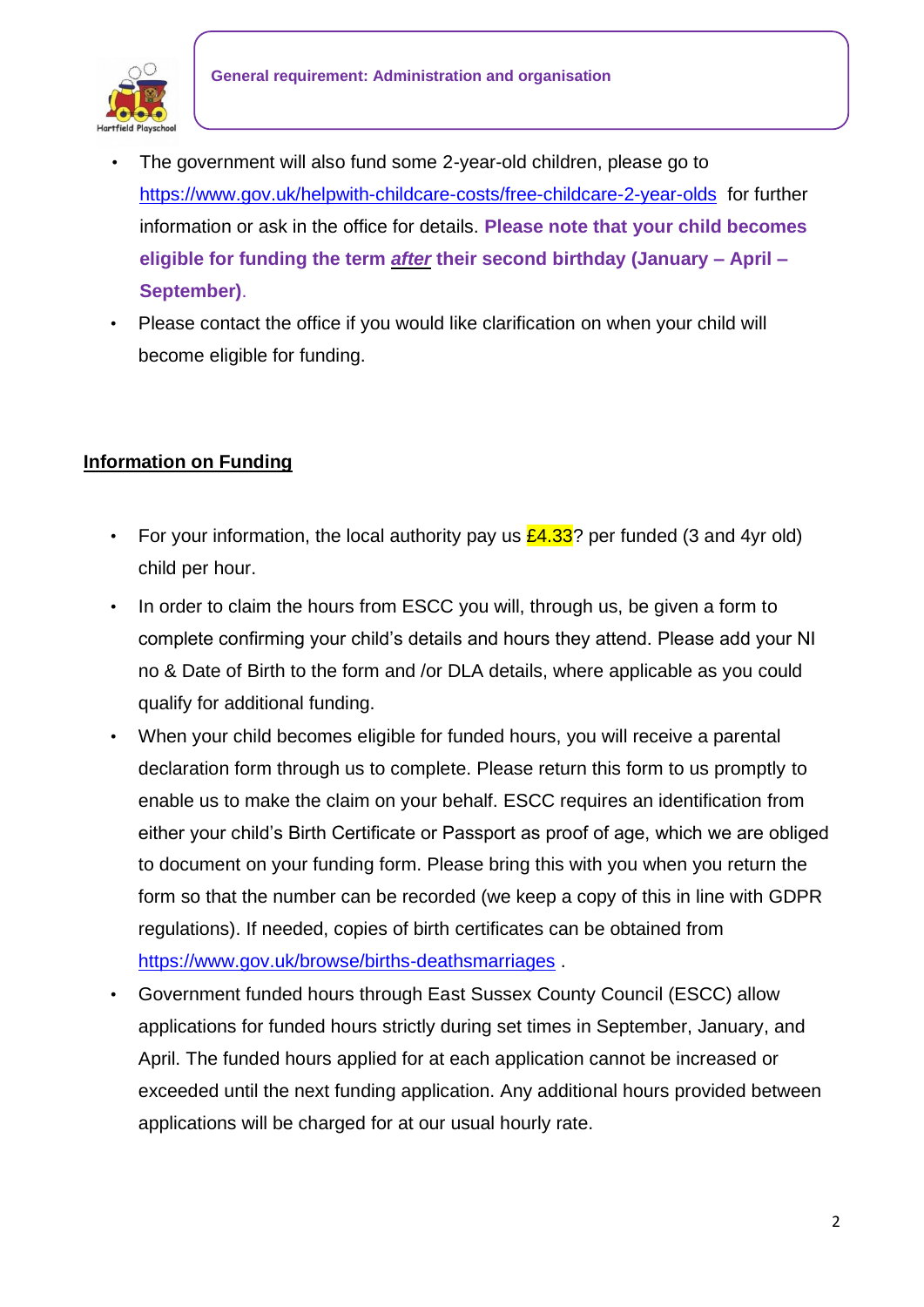- The government will also fund some 2-year-old children, please go to https://www.gov.uk/helpwith-childcare-costs/free-childcare-2-year-olds for further information or ask in the office for details. **Please note that your child becomes eligible for funding the term *after* their second birthday (January – April – September)**.
- Please contact the office if you would like clarification on when your child will become eligible for funding.

**Information on Funding**

- For your information, the local authority pay us £4.33? per funded (3 and 4yr old) child per hour.
- In order to claim the hours from ESCC you will, through us, be given a form to complete confirming your child's details and hours they attend. Please add your NI no & Date of Birth to the form and /or DLA details, where applicable as you could qualify for additional funding.
- When your child becomes eligible for funded hours, you will receive a parental declaration form through us to complete. Please return this form to us promptly to enable us to make the claim on your behalf. ESCC requires an identification from either your child's Birth Certificate or Passport as proof of age, which we are obliged to document on your funding form. Please bring this with you when you return the form so that the number can be recorded (we keep a copy of this in line with GDPR regulations). If needed, copies of birth certificates can be obtained from https://www.gov.uk/browse/births-deathsmarriages .
- Government funded hours through East Sussex County Council (ESCC) allow applications for funded hours strictly during set times in September, January, and April. The funded hours applied for at each application cannot be increased or exceeded until the next funding application. Any additional hours provided between applications will be charged for at our usual hourly rate.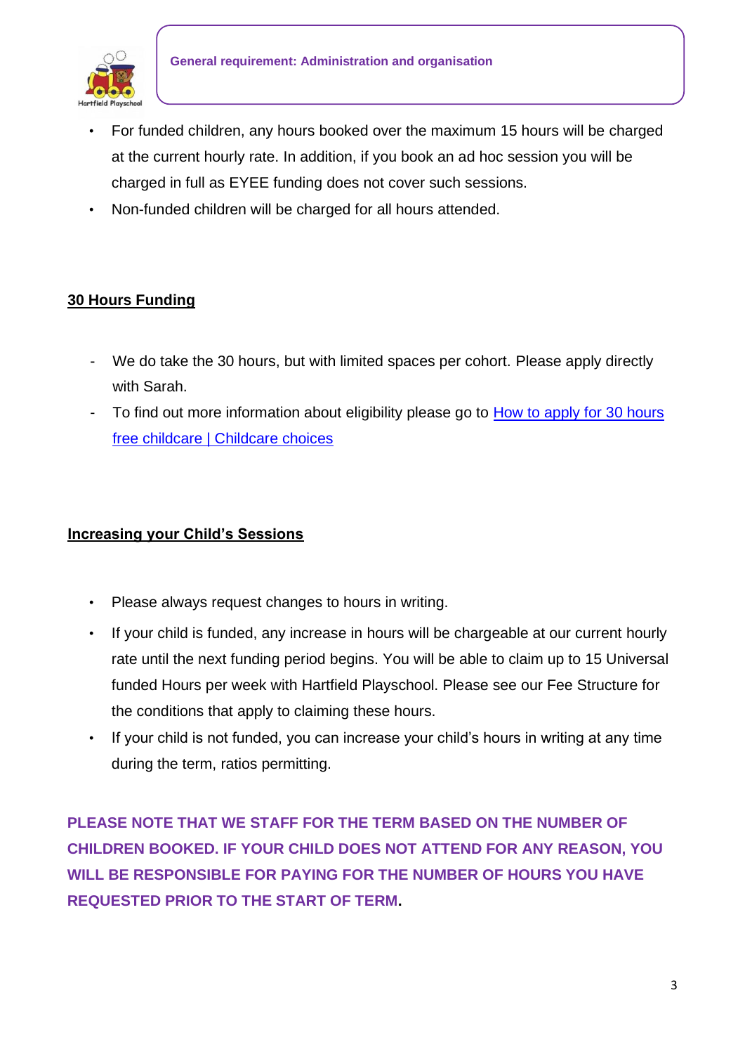- For funded children, any hours booked over the maximum 15 hours will be charged at the current hourly rate. In addition, if you book an ad hoc session you will be charged in full as EYEE funding does not cover such sessions.
- Non-funded children will be charged for all hours attended.

## 30 Hours Funding

- We do take the 30 hours, but with limited spaces per cohort. Please apply directly with Sarah.
- To find out more information about eligibility please go to [How to apply for 30 hours free childcare | Childcare choices]

## Increasing your Child's Sessions

- Please always request changes to hours in writing.
- If your child is funded, any increase in hours will be chargeable at our current hourly rate until the next funding period begins. You will be able to claim up to 15 Universal funded Hours per week with Hartfield Playschool. Please see our Fee Structure for the conditions that apply to claiming these hours.
- If your child is not funded, you can increase your child's hours in writing at any time during the term, ratios permitting.

**PLEASE NOTE THAT WE STAFF FOR THE TERM BASED ON THE NUMBER OF CHILDREN BOOKED. IF YOUR CHILD DOES NOT ATTEND FOR ANY REASON, YOU WILL BE RESPONSIBLE FOR PAYING FOR THE NUMBER OF HOURS YOU HAVE REQUESTED PRIOR TO THE START OF TERM.**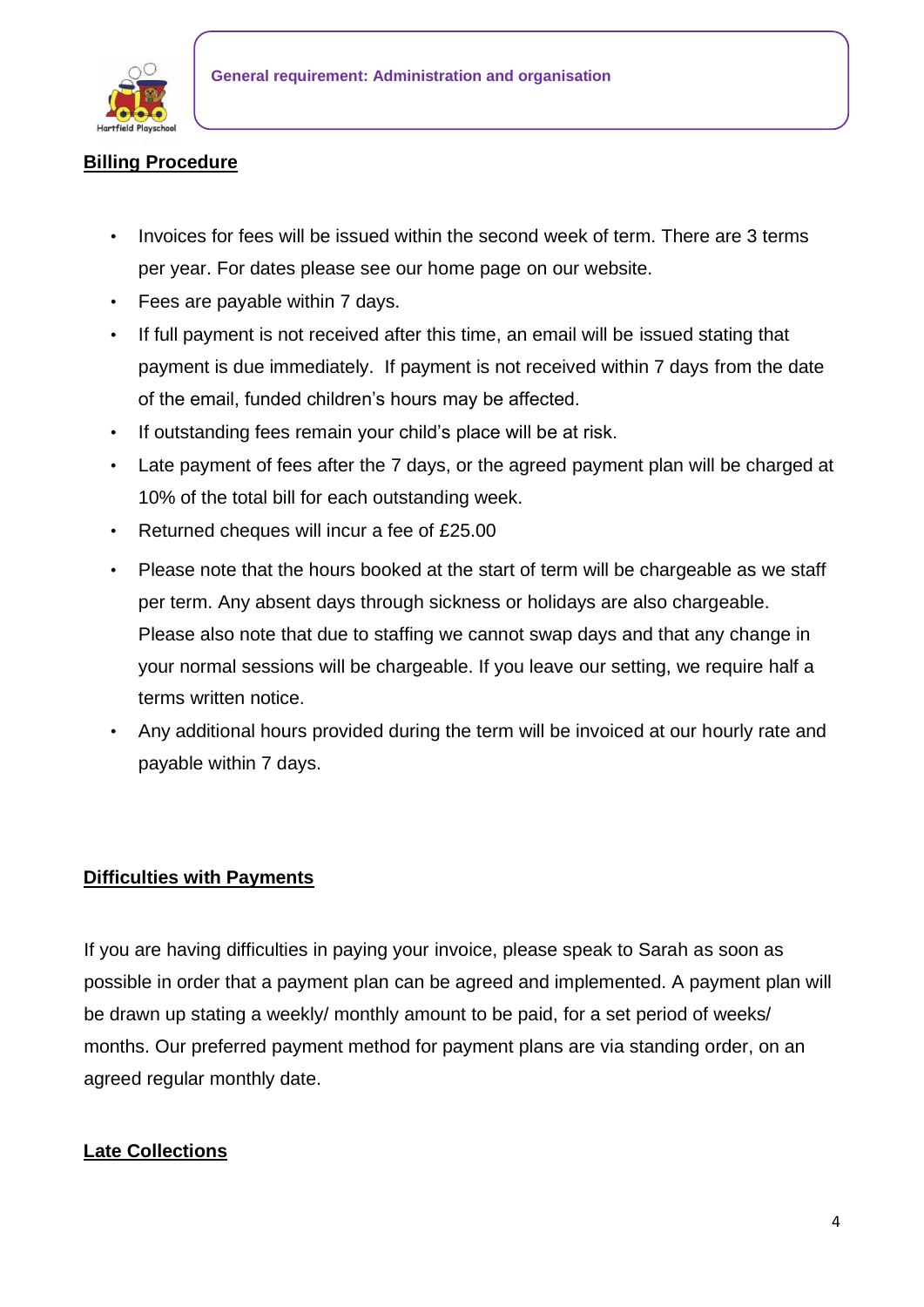## Billing Procedure

- Invoices for fees will be issued within the second week of term. There are 3 terms per year. For dates please see our home page on our website.
- Fees are payable within 7 days.
- If full payment is not received after this time, an email will be issued stating that payment is due immediately. If payment is not received within 7 days from the date of the email, funded children's hours may be affected.
- If outstanding fees remain your child's place will be at risk.
- Late payment of fees after the 7 days, or the agreed payment plan will be charged at 10% of the total bill for each outstanding week.
- Returned cheques will incur a fee of £25.00
- Please note that the hours booked at the start of term will be chargeable as we staff per term. Any absent days through sickness or holidays are also chargeable. Please also note that due to staffing we cannot swap days and that any change in your normal sessions will be chargeable. If you leave our setting, we require half a terms written notice.
- Any additional hours provided during the term will be invoiced at our hourly rate and payable within 7 days.

## Difficulties with Payments

If you are having difficulties in paying your invoice, please speak to Sarah as soon as possible in order that a payment plan can be agreed and implemented. A payment plan will be drawn up stating a weekly/ monthly amount to be paid, for a set period of weeks/ months. Our preferred payment method for payment plans are via standing order, on an agreed regular monthly date.

## Late Collections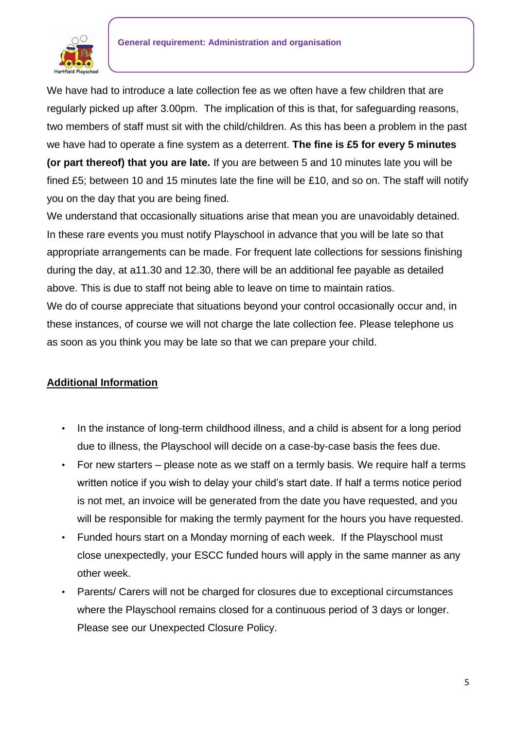We have had to introduce a late collection fee as we often have a few children that are regularly picked up after 3.00pm. The implication of this is that, for safeguarding reasons, two members of staff must sit with the child/children. As this has been a problem in the past we have had to operate a fine system as a deterrent. **The fine is £5 for every 5 minutes (or part thereof) that you are late.** If you are between 5 and 10 minutes late you will be fined £5; between 10 and 15 minutes late the fine will be £10, and so on. The staff will notify you on the day that you are being fined.

We understand that occasionally situations arise that mean you are unavoidably detained. In these rare events you must notify Playschool in advance that you will be late so that appropriate arrangements can be made. For frequent late collections for sessions finishing during the day, at a11.30 and 12.30, there will be an additional fee payable as detailed above. This is due to staff not being able to leave on time to maintain ratios.

We do of course appreciate that situations beyond your control occasionally occur and, in these instances, of course we will not charge the late collection fee. Please telephone us as soon as you think you may be late so that we can prepare your child.

## Additional Information

- In the instance of long-term childhood illness, and a child is absent for a long period due to illness, the Playschool will decide on a case-by-case basis the fees due.
- For new starters – please note as we staff on a termly basis. We require half a terms written notice if you wish to delay your child's start date. If half a terms notice period is not met, an invoice will be generated from the date you have requested, and you will be responsible for making the termly payment for the hours you have requested.
- Funded hours start on a Monday morning of each week. If the Playschool must close unexpectedly, your ESCC funded hours will apply in the same manner as any other week.
- Parents/ Carers will not be charged for closures due to exceptional circumstances where the Playschool remains closed for a continuous period of 3 days or longer. Please see our Unexpected Closure Policy.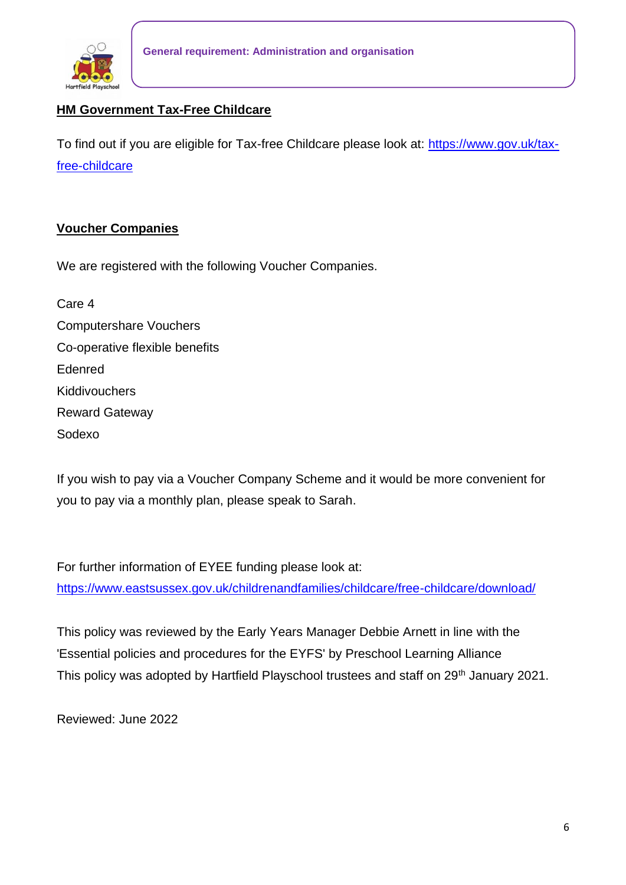## HM Government Tax-Free Childcare

To find out if you are eligible for Tax-free Childcare please look at: https://www.gov.uk/tax-free-childcare

## Voucher Companies

We are registered with the following Voucher Companies.

Care 4
Computershare Vouchers
Co-operative flexible benefits
Edenred
Kiddivouchers
Reward Gateway
Sodexo

If you wish to pay via a Voucher Company Scheme and it would be more convenient for you to pay via a monthly plan, please speak to Sarah.

For further information of EYEE funding please look at:
https://www.eastsussex.gov.uk/childrenandfamilies/childcare/free-childcare/download/

This policy was reviewed by the Early Years Manager Debbie Arnett in line with the 'Essential policies and procedures for the EYFS' by Preschool Learning Alliance
This policy was adopted by Hartfield Playschool trustees and staff on 29th January 2021.

Reviewed: June 2022